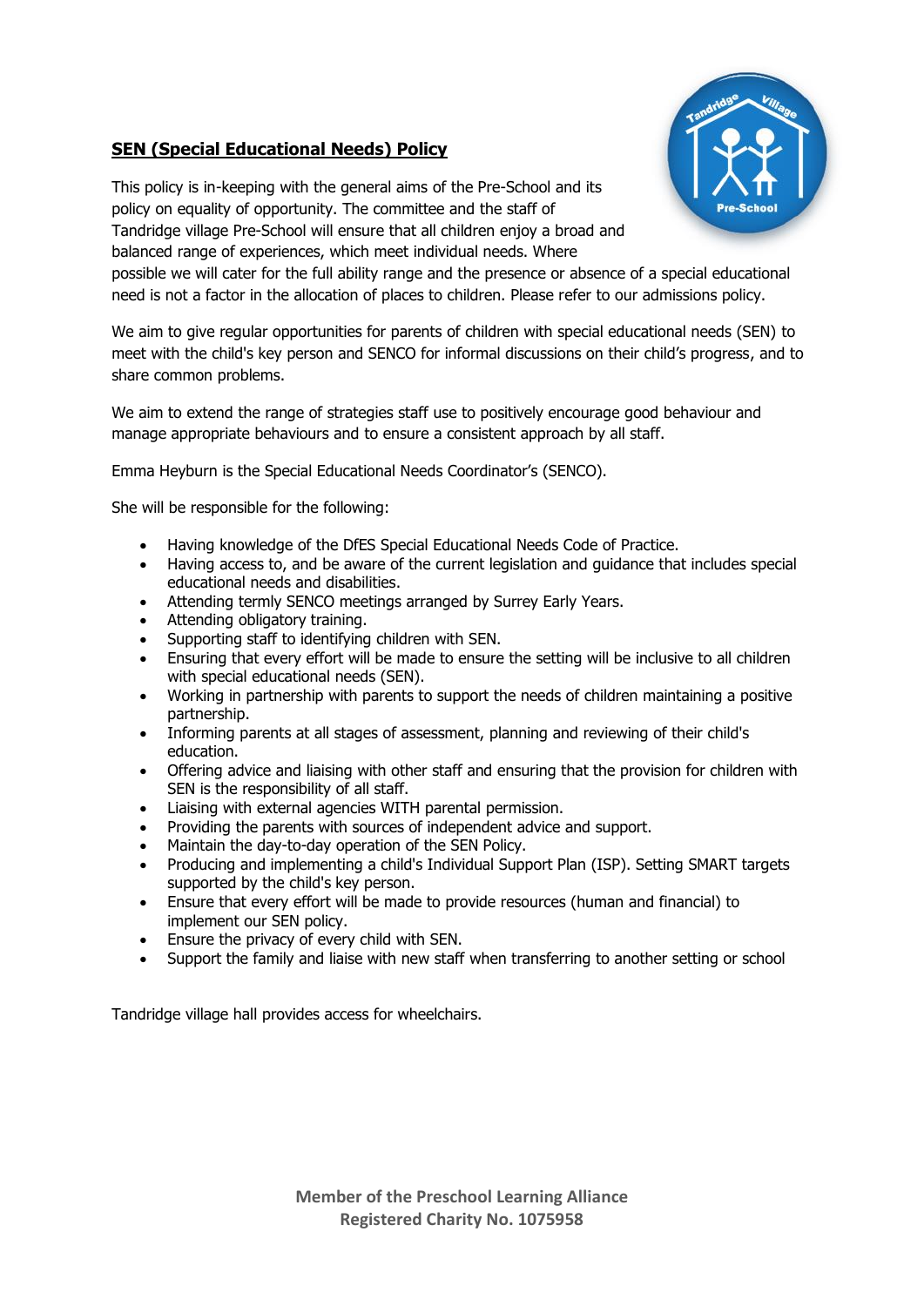## SEN (Special Educational Needs) Policy

This policy is in-keeping with the general aims of the Pre-School and its policy on equality of opportunity. The committee and the staff of Tandridge village Pre-School will ensure that all children enjoy a broad and balanced range of experiences, which meet individual needs. Where possible we will cater for the full ability range and the presence or absence of a special educational need is not a factor in the allocation of places to children. Please refer to our admissions policy.

We aim to give regular opportunities for parents of children with special educational needs (SEN) to meet with the child's key person and SENCO for informal discussions on their child's progress, and to share common problems.

We aim to extend the range of strategies staff use to positively encourage good behaviour and manage appropriate behaviours and to ensure a consistent approach by all staff.

Emma Heyburn is the Special Educational Needs Coordinator's (SENCO).

She will be responsible for the following:

- Having knowledge of the DfES Special Educational Needs Code of Practice.
- Having access to, and be aware of the current legislation and guidance that includes special educational needs and disabilities.
- Attending termly SENCO meetings arranged by Surrey Early Years.
- Attending obligatory training.
- Supporting staff to identifying children with SEN.
- Ensuring that every effort will be made to ensure the setting will be inclusive to all children with special educational needs (SEN).
- Working in partnership with parents to support the needs of children maintaining a positive partnership.
- Informing parents at all stages of assessment, planning and reviewing of their child's education.
- Offering advice and liaising with other staff and ensuring that the provision for children with SEN is the responsibility of all staff.
- Liaising with external agencies WITH parental permission.
- Providing the parents with sources of independent advice and support.
- Maintain the day-to-day operation of the SEN Policy.
- Producing and implementing a child's Individual Support Plan (ISP). Setting SMART targets supported by the child's key person.
- Ensure that every effort will be made to provide resources (human and financial) to implement our SEN policy.
- Ensure the privacy of every child with SEN.
- Support the family and liaise with new staff when transferring to another setting or school

Tandridge village hall provides access for wheelchairs.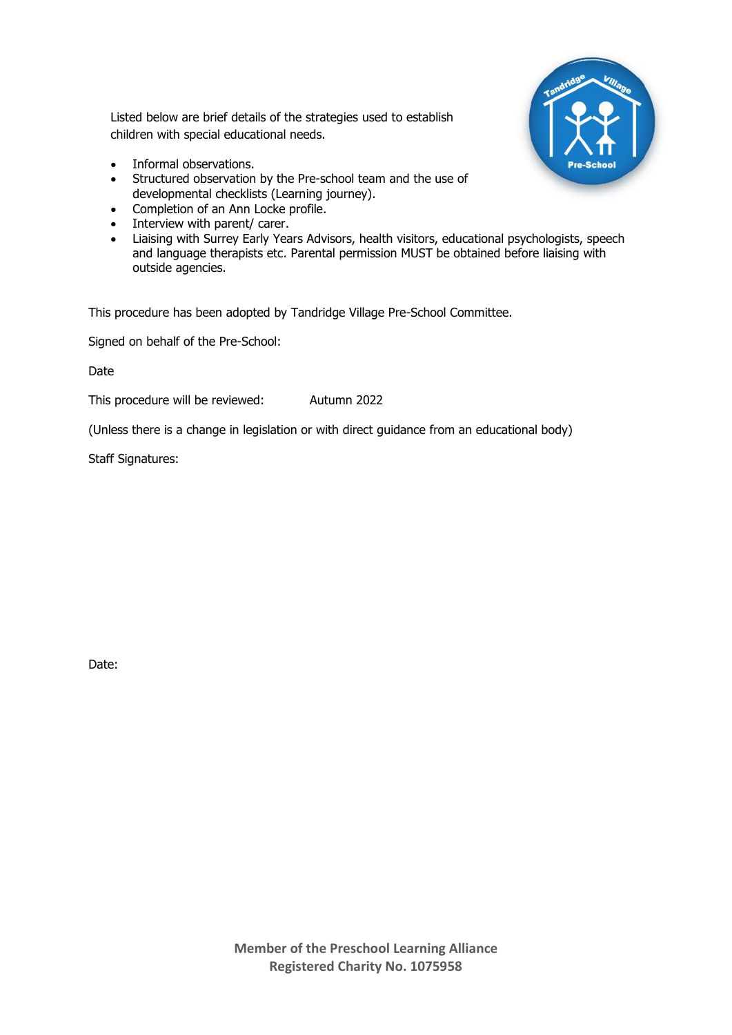Listed below are brief details of the strategies used to establish children with special educational needs.

- Informal observations.
- Structured observation by the Pre-school team and the use of developmental checklists (Learning journey).
- Completion of an Ann Locke profile.
- Interview with parent/ carer.
- Liaising with Surrey Early Years Advisors, health visitors, educational psychologists, speech and language therapists etc. Parental permission MUST be obtained before liaising with outside agencies.

This procedure has been adopted by Tandridge Village Pre-School Committee.

Signed on behalf of the Pre-School:

Date

This procedure will be reviewed: Autumn 2022

(Unless there is a change in legislation or with direct guidance from an educational body)

Staff Signatures:

Date:

**Member of the Preschool Learning Alliance**
**Registered Charity No. 1075958**